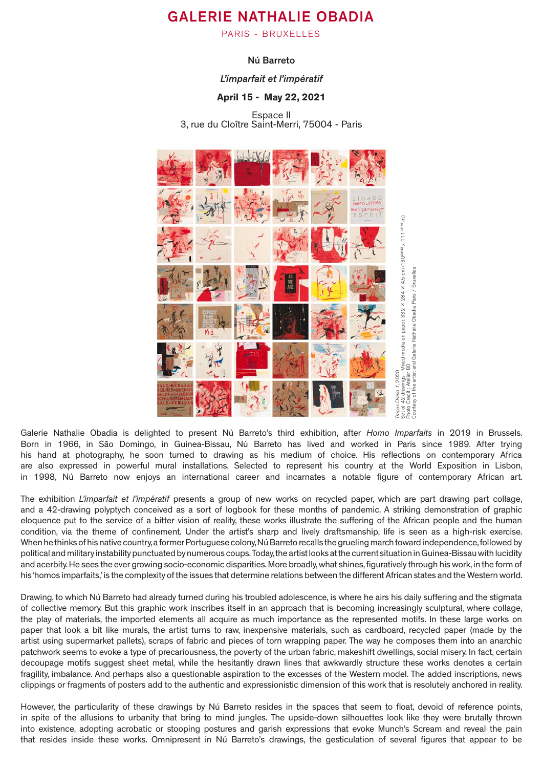# GALERIE NATHALIE OBADIA

PARIS - BRUXELLES

**Nú Barreto**

***L'imparfait et l'impératif***

**April 15 - May 22, 2021**

Espace II
3, rue du Cloître Saint-Merri, 75004 - Paris

*Traços Diário 1*, 2020
Set of 42 drawings - Mixed media on paper, 332 × 284 × 4,5 cm (130$^{23/32}$ × 111$^{13/16}$ in)
Photo Credit : Atelier 80
Courtesy of the artist and Galerie Nathalie Obadia Paris / Bruxelles

Galerie Nathalie Obadia is delighted to present Nú Barreto's third exhibition, after *Homo Imparfaits* in 2019 in Brussels. Born in 1966, in São Domingo, in Guinea-Bissau, Nú Barreto has lived and worked in Paris since 1989. After trying his hand at photography, he soon turned to drawing as his medium of choice. His reflections on contemporary Africa are also expressed in powerful mural installations. Selected to represent his country at the World Exposition in Lisbon, in 1998, Nú Barreto now enjoys an international career and incarnates a notable figure of contemporary African art.

The exhibition *L'imparfait et l'impératif* presents a group of new works on recycled paper, which are part drawing part collage, and a 42-drawing polyptych conceived as a sort of logbook for these months of pandemic. A striking demonstration of graphic eloquence put to the service of a bitter vision of reality, these works illustrate the suffering of the African people and the human condition, via the theme of confinement. Under the artist's sharp and lively draftsmanship, life is seen as a high-risk exercise. When he thinks of his native country, a former Portuguese colony, Nú Barreto recalls the grueling march toward independence, followed by political and military instability punctuated by numerous coups. Today, the artist looks at the current situation in Guinea-Bissau with lucidity and acerbity. He sees the ever growing socio-economic disparities. More broadly, what shines, figuratively through his work, in the form of his 'homos imparfaits,' is the complexity of the issues that determine relations between the different African states and the Western world.

Drawing, to which Nú Barreto had already turned during his troubled adolescence, is where he airs his daily suffering and the stigmata of collective memory. But this graphic work inscribes itself in an approach that is becoming increasingly sculptural, where collage, the play of materials, the imported elements all acquire as much importance as the represented motifs. In these large works on paper that look a bit like murals, the artist turns to raw, inexpensive materials, such as cardboard, recycled paper (made by the artist using supermarket pallets), scraps of fabric and pieces of torn wrapping paper. The way he composes them into an anarchic patchwork seems to evoke a type of precariousness, the poverty of the urban fabric, makeshift dwellings, social misery. In fact, certain decoupage motifs suggest sheet metal, while the hesitantly drawn lines that awkwardly structure these works denotes a certain fragility, imbalance. And perhaps also a questionable aspiration to the excesses of the Western model. The added inscriptions, news clippings or fragments of posters add to the authentic and expressionistic dimension of this work that is resolutely anchored in reality.

However, the particularity of these drawings by Nú Barreto resides in the spaces that seem to float, devoid of reference points, in spite of the allusions to urbanity that bring to mind jungles. The upside-down silhouettes look like they were brutally thrown into existence, adopting acrobatic or stooping postures and garish expressions that evoke Munch's Scream and reveal the pain that resides inside these works. Omnipresent in Nú Barreto's drawings, the gesticulation of several figures that appear to be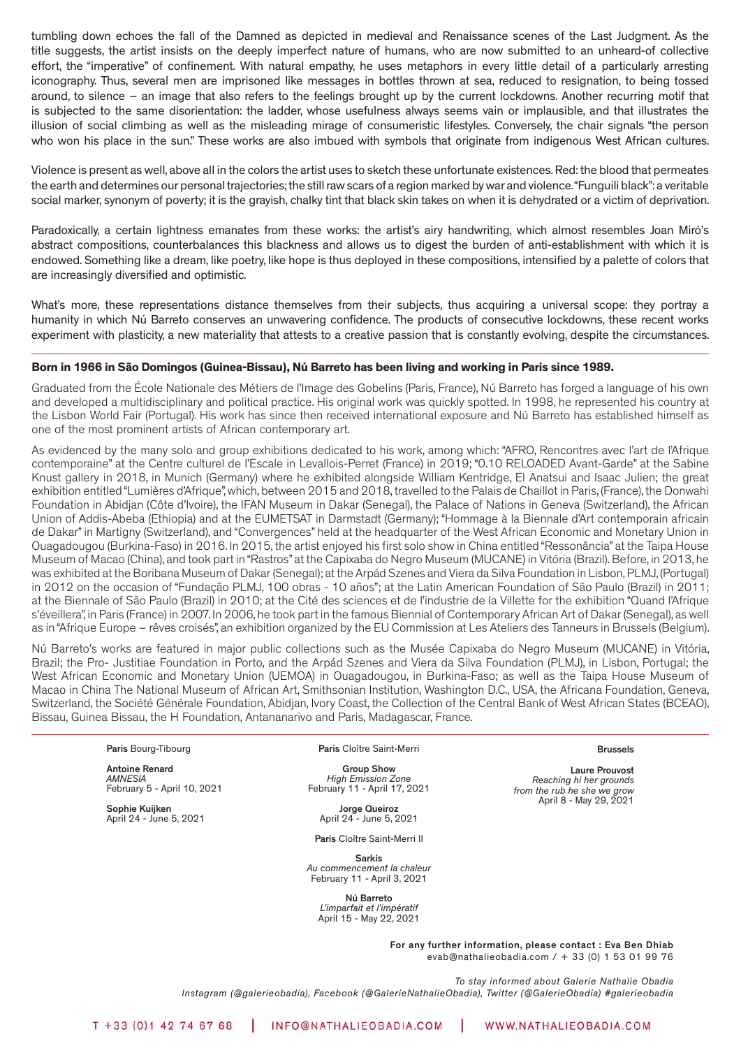tumbling down echoes the fall of the Damned as depicted in medieval and Renaissance scenes of the Last Judgment. As the title suggests, the artist insists on the deeply imperfect nature of humans, who are now submitted to an unheard-of collective effort, the "imperative" of confinement. With natural empathy, he uses metaphors in every little detail of a particularly arresting iconography. Thus, several men are imprisoned like messages in bottles thrown at sea, reduced to resignation, to being tossed around, to silence – an image that also refers to the feelings brought up by the current lockdowns. Another recurring motif that is subjected to the same disorientation: the ladder, whose usefulness always seems vain or implausible, and that illustrates the illusion of social climbing as well as the misleading mirage of consumeristic lifestyles. Conversely, the chair signals "the person who won his place in the sun." These works are also imbued with symbols that originate from indigenous West African cultures.

Violence is present as well, above all in the colors the artist uses to sketch these unfortunate existences. Red: the blood that permeates the earth and determines our personal trajectories; the still raw scars of a region marked by war and violence. "Funguili black": a veritable social marker, synonym of poverty; it is the grayish, chalky tint that black skin takes on when it is dehydrated or a victim of deprivation.

Paradoxically, a certain lightness emanates from these works: the artist's airy handwriting, which almost resembles Joan Miró's abstract compositions, counterbalances this blackness and allows us to digest the burden of anti-establishment with which it is endowed. Something like a dream, like poetry, like hope is thus deployed in these compositions, intensified by a palette of colors that are increasingly diversified and optimistic.

What's more, these representations distance themselves from their subjects, thus acquiring a universal scope: they portray a humanity in which Nú Barreto conserves an unwavering confidence. The products of consecutive lockdowns, these recent works experiment with plasticity, a new materiality that attests to a creative passion that is constantly evolving, despite the circumstances.

---

**Born in 1966 in São Domingos (Guinea-Bissau), Nú Barreto has been living and working in Paris since 1989.**

Graduated from the École Nationale des Métiers de l'Image des Gobelins (Paris, France), Nú Barreto has forged a language of his own and developed a multidisciplinary and political practice. His original work was quickly spotted. In 1998, he represented his country at the Lisbon World Fair (Portugal). His work has since then received international exposure and Nú Barreto has established himself as one of the most prominent artists of African contemporary art.

As evidenced by the many solo and group exhibitions dedicated to his work, among which: "AFRO, Rencontres avec l'art de l'Afrique contemporaine" at the Centre culturel de l'Escale in Levallois-Perret (France) in 2019; "0.10 RELOADED Avant-Garde" at the Sabine Knust gallery in 2018, in Munich (Germany) where he exhibited alongside William Kentridge, El Anatsui and Isaac Julien; the great exhibition entitled "Lumières d'Afrique", which, between 2015 and 2018, travelled to the Palais de Chaillot in Paris, (France), the Donwahi Foundation in Abidjan (Côte d'Ivoire), the IFAN Museum in Dakar (Senegal), the Palace of Nations in Geneva (Switzerland), the African Union of Addis-Abeba (Ethiopia) and at the EUMETSAT in Darmstadt (Germany); "Hommage à la Biennale d'Art contemporain africain de Dakar" in Martigny (Switzerland), and "Convergences" held at the headquarter of the West African Economic and Monetary Union in Ouagadougou (Burkina-Faso) in 2016. In 2015, the artist enjoyed his first solo show in China entitled "Ressonância" at the Taipa House Museum of Macao (China), and took part in "Rastros" at the Capixaba do Negro Museum (MUCANE) in Vitória (Brazil). Before, in 2013, he was exhibited at the Boribana Museum of Dakar (Senegal); at the Arpád Szenes and Viera da Silva Foundation in Lisbon, PLMJ, (Portugal) in 2012 on the occasion of "Fundação PLMJ, 100 obras - 10 años"; at the Latin American Foundation of São Paulo (Brazil) in 2011; at the Biennale of São Paulo (Brazil) in 2010; at the Cité des sciences et de l'industrie de la Villette for the exhibition "Quand l'Afrique s'éveillera", in Paris (France) in 2007. In 2006, he took part in the famous Biennial of Contemporary African Art of Dakar (Senegal), as well as in "Afrique Europe – rêves croisés", an exhibition organized by the EU Commission at Les Ateliers des Tanneurs in Brussels (Belgium).

Nú Barreto's works are featured in major public collections such as the Musée Capixaba do Negro Museum (MUCANE) in Vitória, Brazil; the Pro- Justitiae Foundation in Porto, and the Arpád Szenes and Viera da Silva Foundation (PLMJ), in Lisbon, Portugal; the West African Economic and Monetary Union (UEMOA) in Ouagadougou, in Burkina-Faso; as well as the Taipa House Museum of Macao in China The National Museum of African Art, Smithsonian Institution, Washington D.C., USA, the Africana Foundation, Geneva, Switzerland, the Société Générale Foundation, Abidjan, Ivory Coast, the Collection of the Central Bank of West African States (BCEAO), Bissau, Guinea Bissau, the H Foundation, Antananarivo and Paris, Madagascar, France.

---

**Paris** Bourg-Tibourg

**Antoine Renard**
*AMNESIA*
February 5 - April 10, 2021

**Sophie Kuijken**
April 24 - June 5, 2021

**Paris** Cloître Saint-Merri

**Group Show**
*High Emission Zone*
February 11 - April 17, 2021

**Jorge Queiroz**
April 24 - June 5, 2021

**Paris** Cloître Saint-Merri II

**Sarkis**
*Au commencement la chaleur*
February 11 - April 3, 2021

**Nú Barreto**
*L'imparfait et l'impératif*
April 15 - May 22, 2021

**Brussels**

**Laure Prouvost**
*Reaching hi her grounds from the rub he she we grow*
April 8 - May 29, 2021

**For any further information, please contact : Eva Ben Dhiab**
evab@nathalieobadia.com / + 33 (0) 1 53 01 99 76

*To stay informed about Galerie Nathalie Obadia*
*Instagram (@galerieobadia), Facebook (@GalerieNathalieObadia), Twitter (@GalerieObadia) #galerieobadia*

T +33 (0)1 42 74 67 68 | INFO@NATHALIEOBADIA.COM | WWW.NATHALIEOBADIA.COM